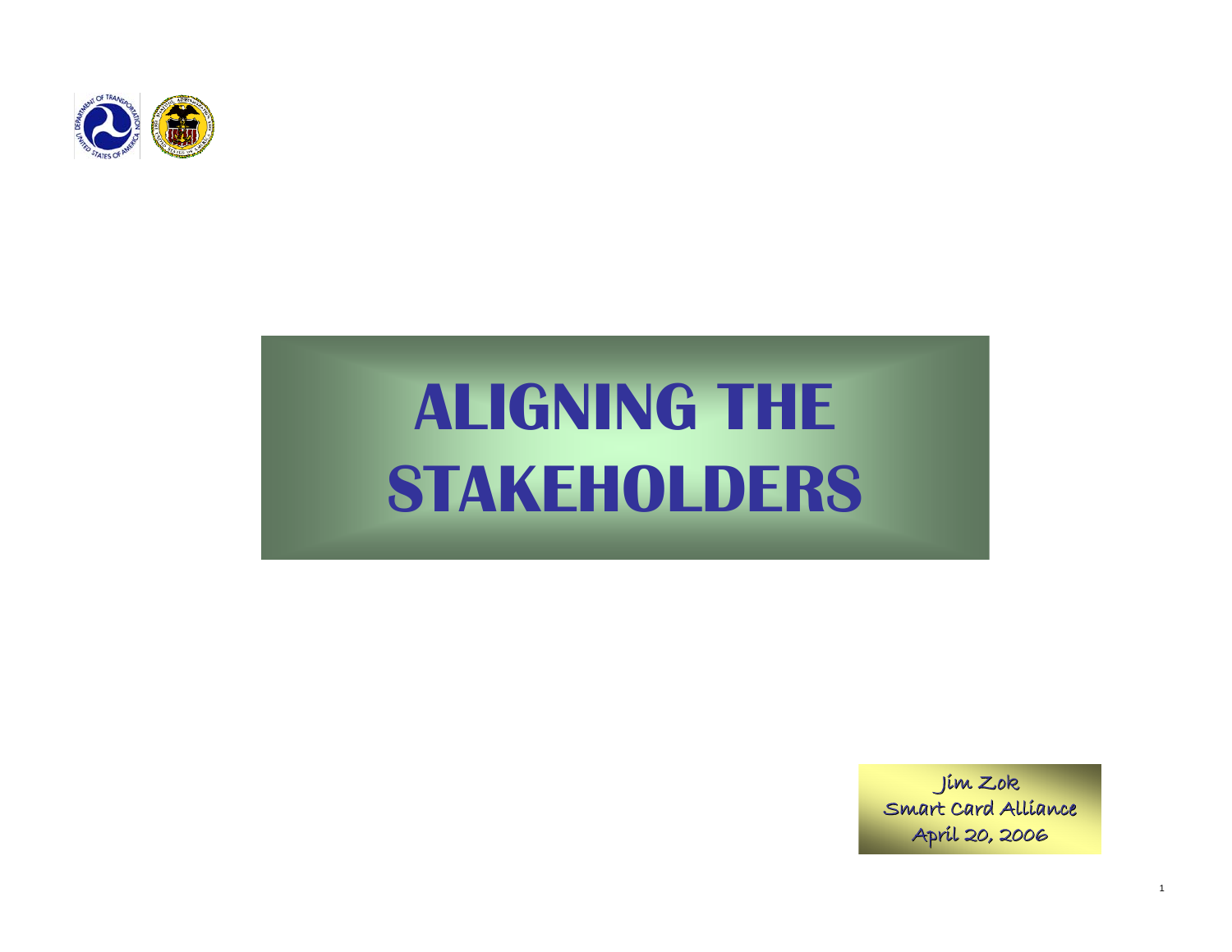# ALIGNING THE STAKEHOLDERS

Jim Zok
Smart Card Alliance
April 20, 2006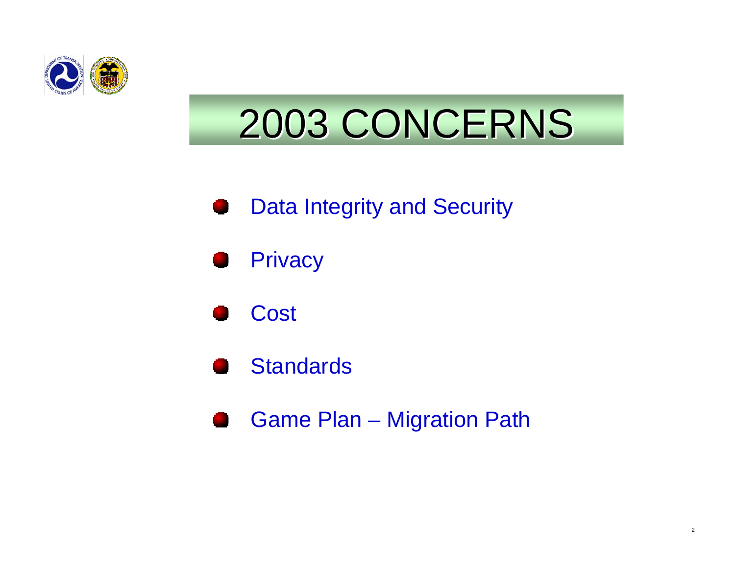# 2003 CONCERNS

- Data Integrity and Security
- Privacy
- Cost
- Standards
- Game Plan – Migration Path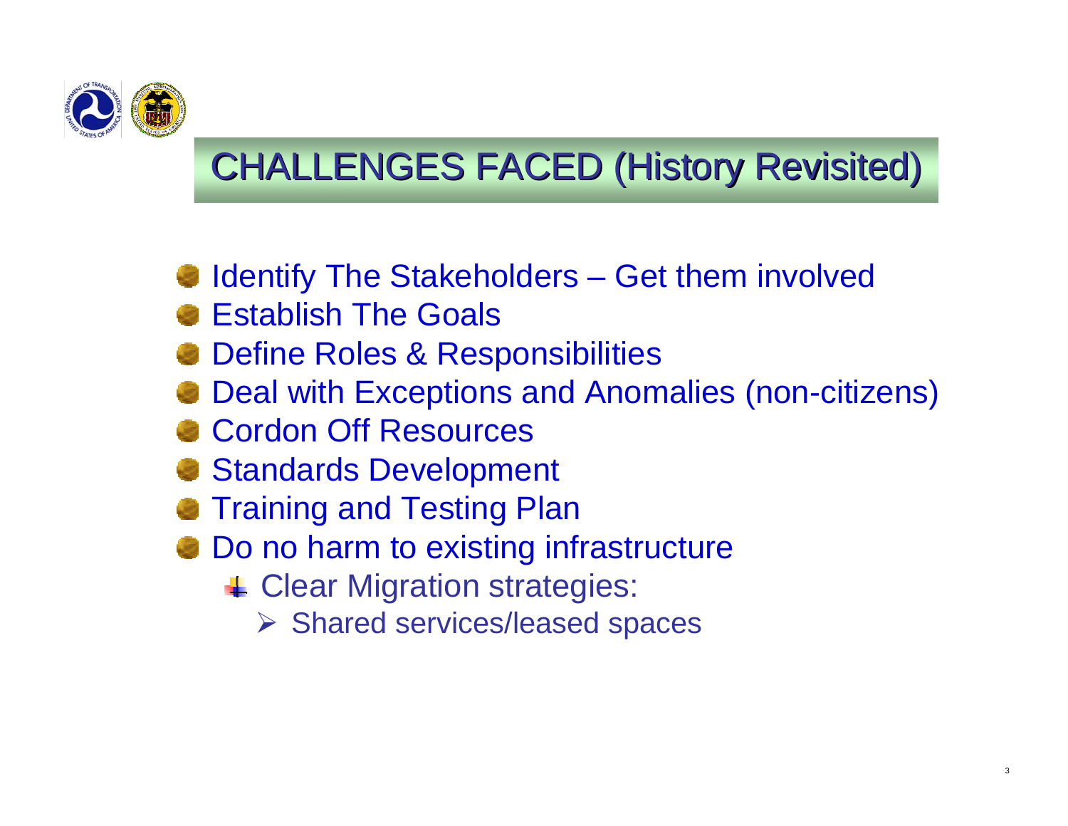# CHALLENGES FACED (History Revisited)

- Identify The Stakeholders – Get them involved
- Establish The Goals
- Define Roles & Responsibilities
- Deal with Exceptions and Anomalies (non-citizens)
- Cordon Off Resources
- Standards Development
- Training and Testing Plan
- Do no harm to existing infrastructure
  - Clear Migration strategies:
    - Shared services/leased spaces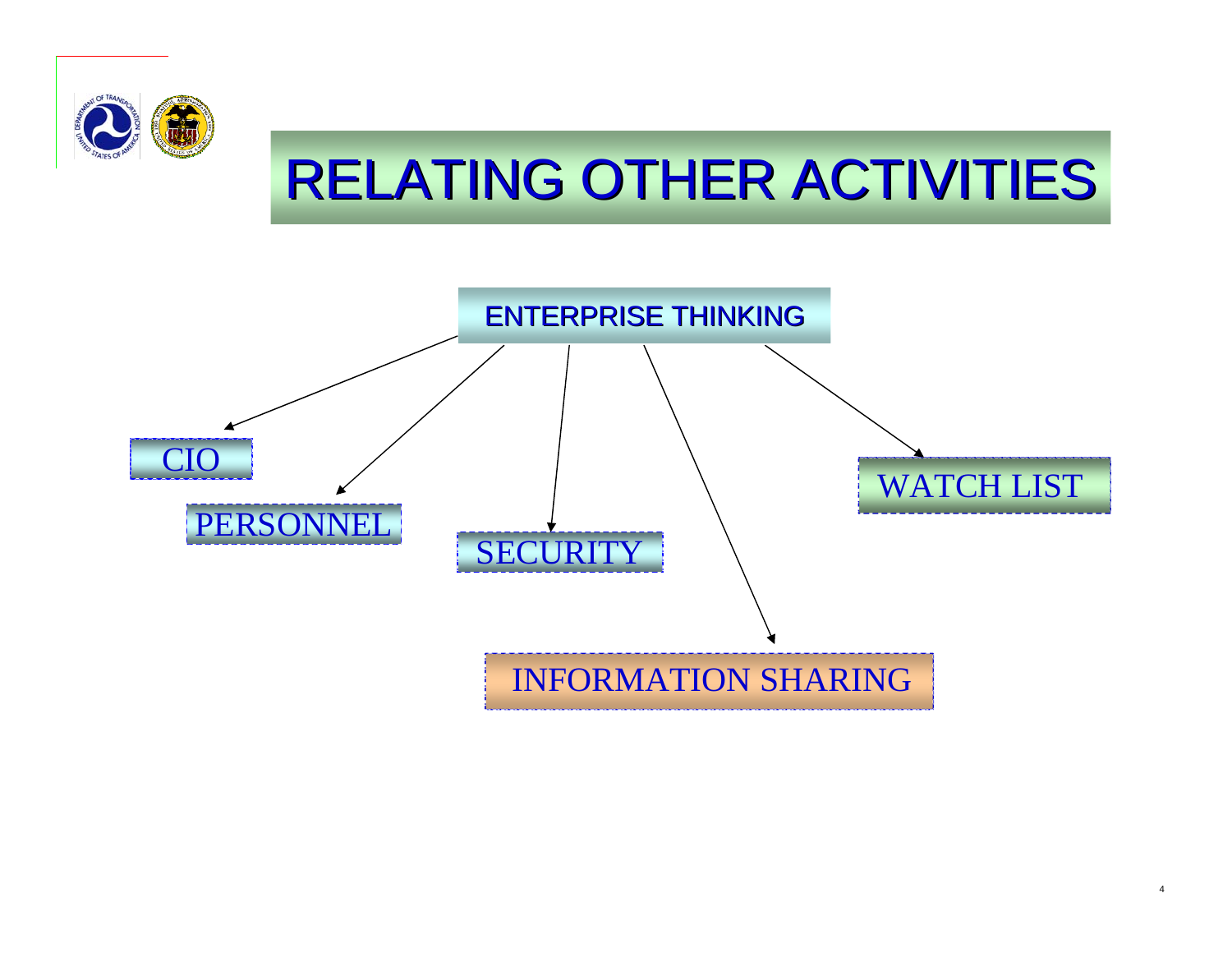# RELATING OTHER ACTIVITIES

ENTERPRISE THINKING

- CIO
- PERSONNEL
- SECURITY
- INFORMATION SHARING
- WATCH LIST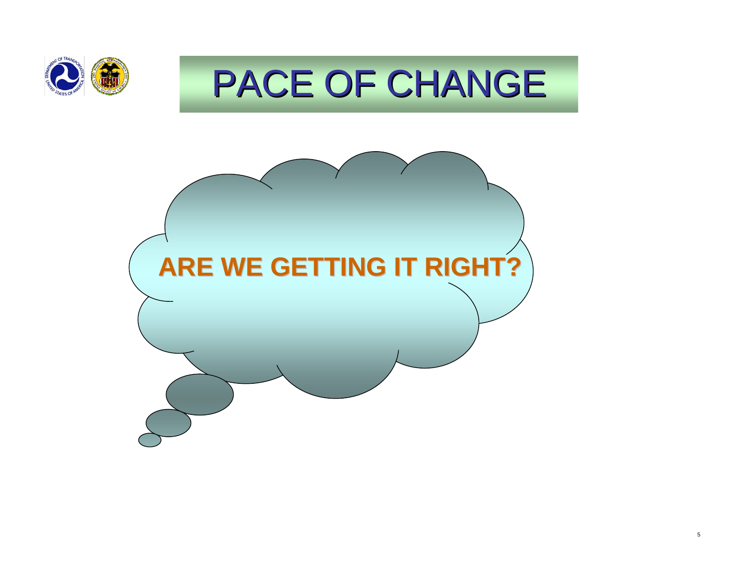# PACE OF CHANGE

**ARE WE GETTING IT RIGHT?**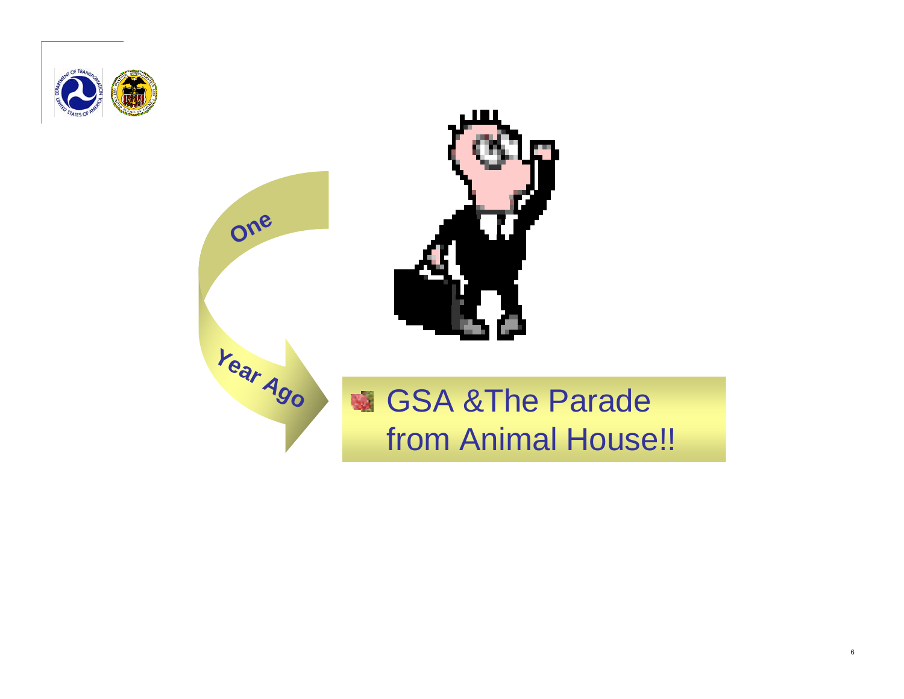One

Year Ago

- GSA &The Parade from Animal House!!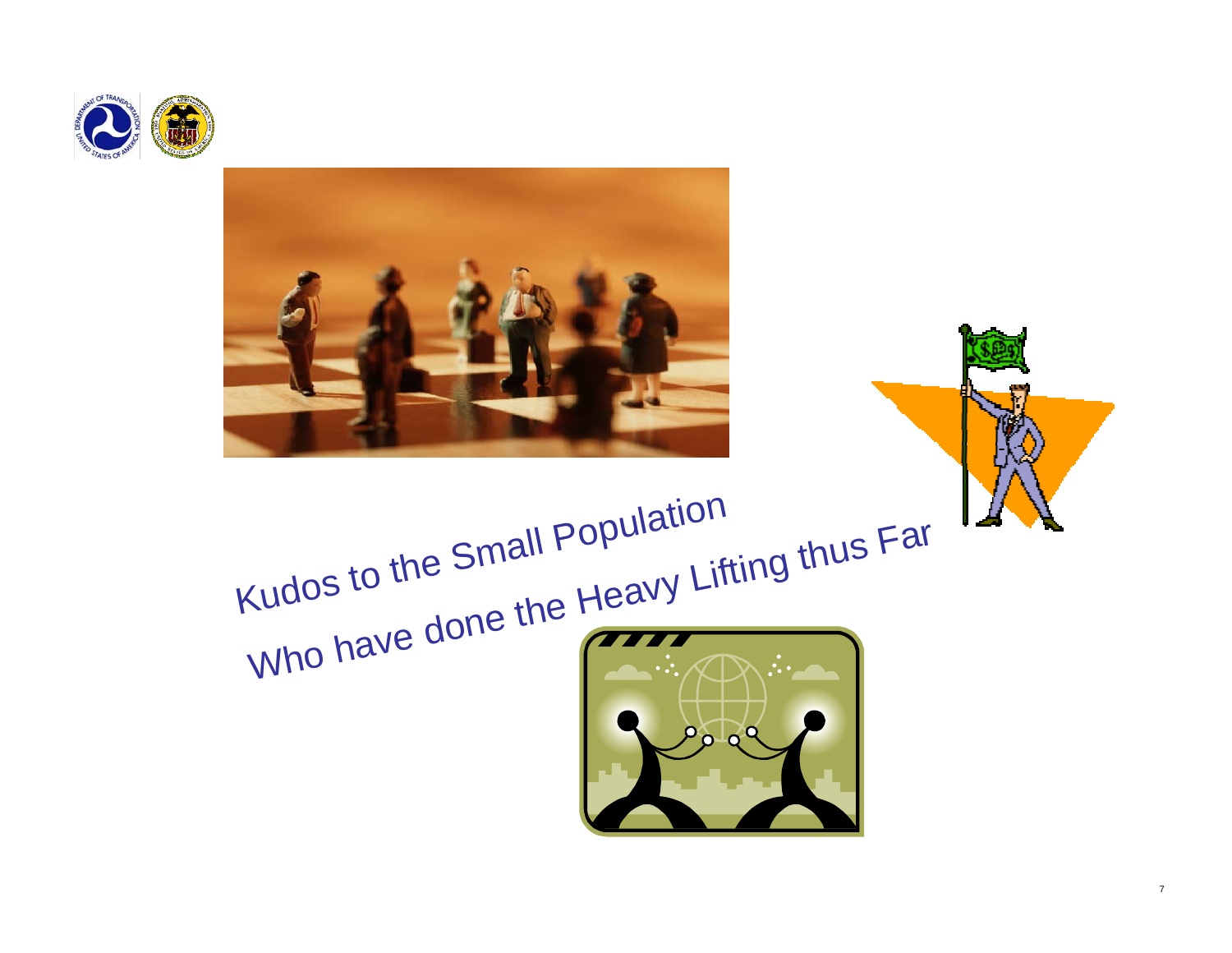Kudos to the Small Population Who have done the Heavy Lifting thus Far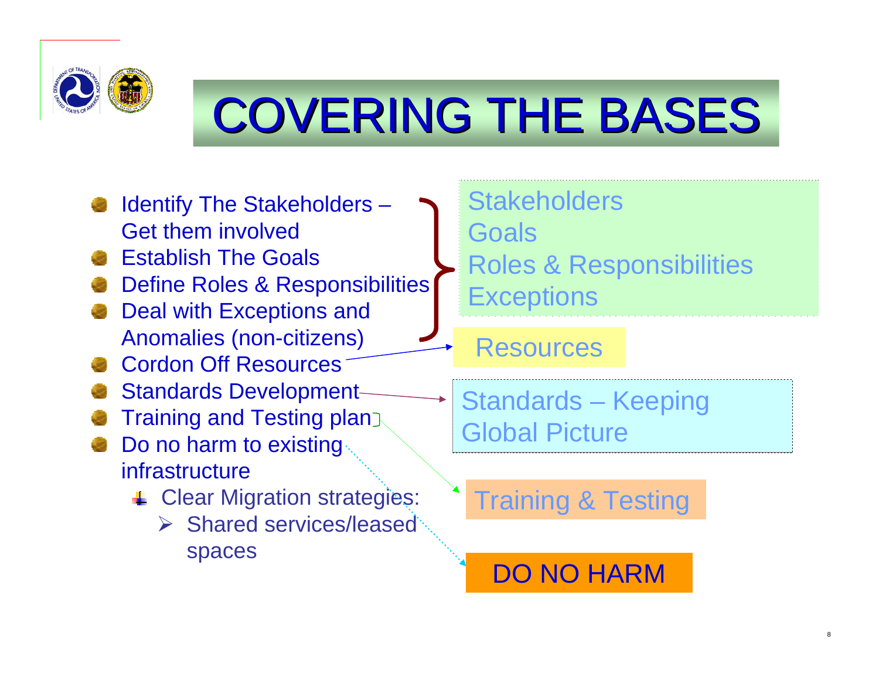# COVERING THE BASES

- Identify The Stakeholders – Get them involved
- Establish The Goals
- Define Roles & Responsibilities
- Deal with Exceptions and Anomalies (non-citizens)
- Cordon Off Resources
- Standards Development
- Training and Testing plan
- Do no harm to existing infrastructure
  - Clear Migration strategies:
    - Shared services/leased spaces

Stakeholders
Goals
Roles & Responsibilities
Exceptions

Resources

Standards – Keeping Global Picture

Training & Testing

DO NO HARM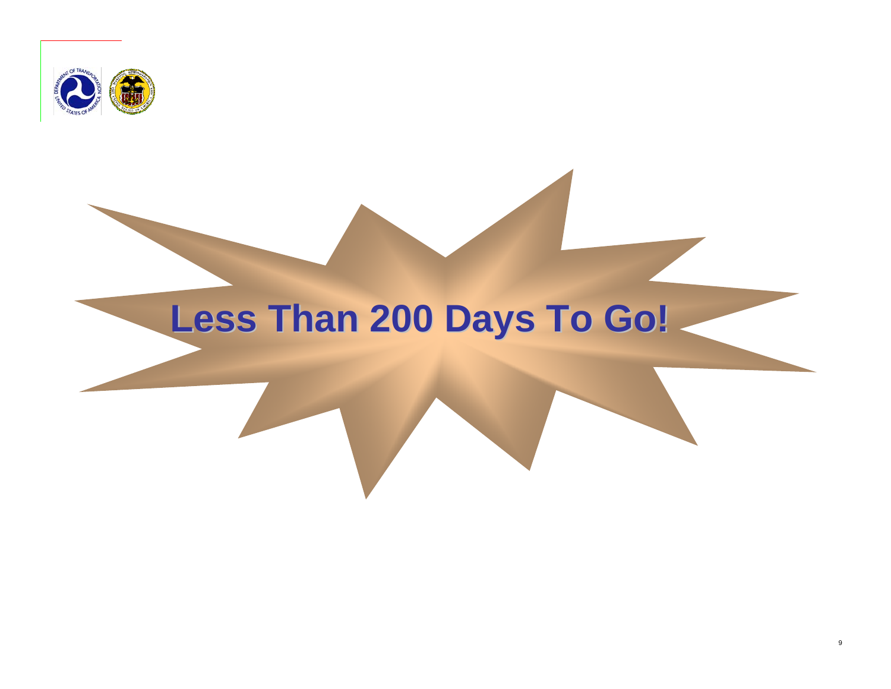# Less Than 200 Days To Go!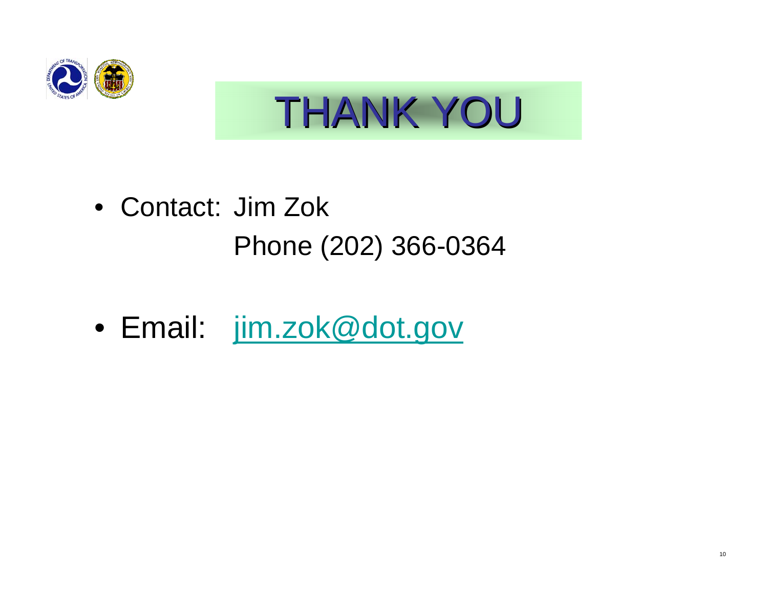# THANK YOU

- Contact: Jim Zok
  Phone (202) 366-0364

- Email: jim.zok@dot.gov